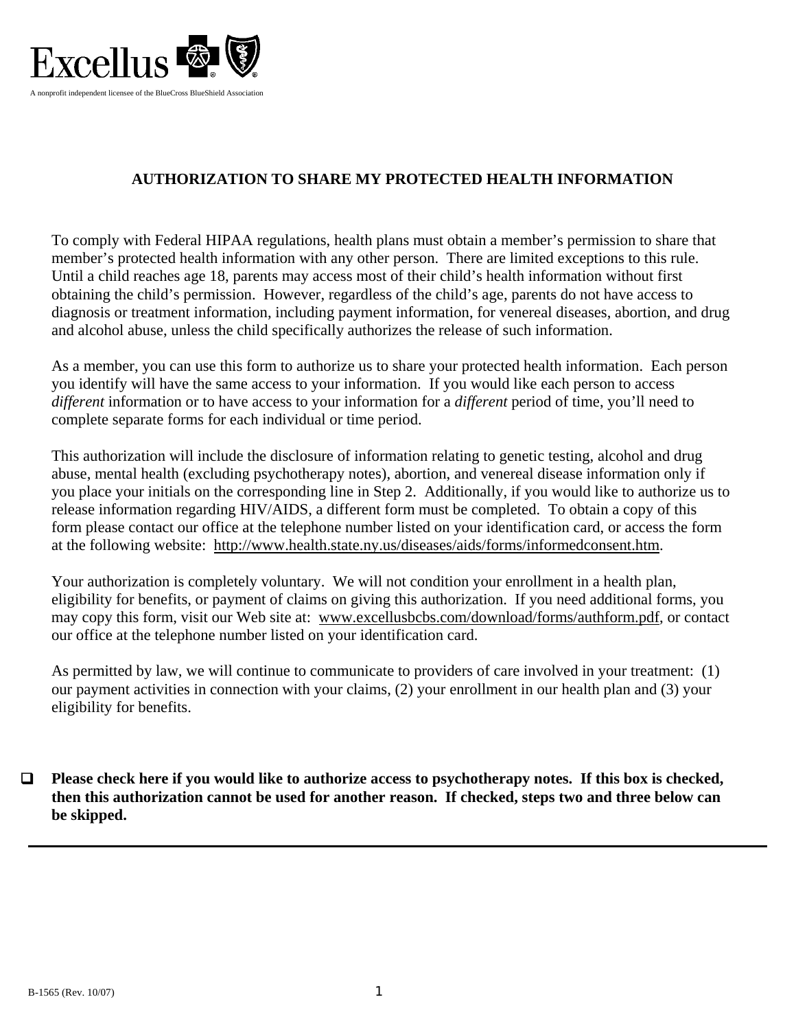Excellus

A nonprofit independent licensee of the BlueCross BlueShield Association

# AUTHORIZATION TO SHARE MY PROTECTED HEALTH INFORMATION

To comply with Federal HIPAA regulations, health plans must obtain a member's permission to share that member's protected health information with any other person. There are limited exceptions to this rule. Until a child reaches age 18, parents may access most of their child's health information without first obtaining the child's permission. However, regardless of the child's age, parents do not have access to diagnosis or treatment information, including payment information, for venereal diseases, abortion, and drug and alcohol abuse, unless the child specifically authorizes the release of such information.

As a member, you can use this form to authorize us to share your protected health information. Each person you identify will have the same access to your information. If you would like each person to access *different* information or to have access to your information for a *different* period of time, you'll need to complete separate forms for each individual or time period.

This authorization will include the disclosure of information relating to genetic testing, alcohol and drug abuse, mental health (excluding psychotherapy notes), abortion, and venereal disease information only if you place your initials on the corresponding line in Step 2. Additionally, if you would like to authorize us to release information regarding HIV/AIDS, a different form must be completed. To obtain a copy of this form please contact our office at the telephone number listed on your identification card, or access the form at the following website: http://www.health.state.ny.us/diseases/aids/forms/informedconsent.htm.

Your authorization is completely voluntary. We will not condition your enrollment in a health plan, eligibility for benefits, or payment of claims on giving this authorization. If you need additional forms, you may copy this form, visit our Web site at: www.excellusbcbs.com/download/forms/authform.pdf, or contact our office at the telephone number listed on your identification card.

As permitted by law, we will continue to communicate to providers of care involved in your treatment: (1) our payment activities in connection with your claims, (2) your enrollment in our health plan and (3) your eligibility for benefits.

☐ **Please check here if you would like to authorize access to psychotherapy notes. If this box is checked, then this authorization cannot be used for another reason. If checked, steps two and three below can be skipped.**

---

B-1565 (Rev. 10/07)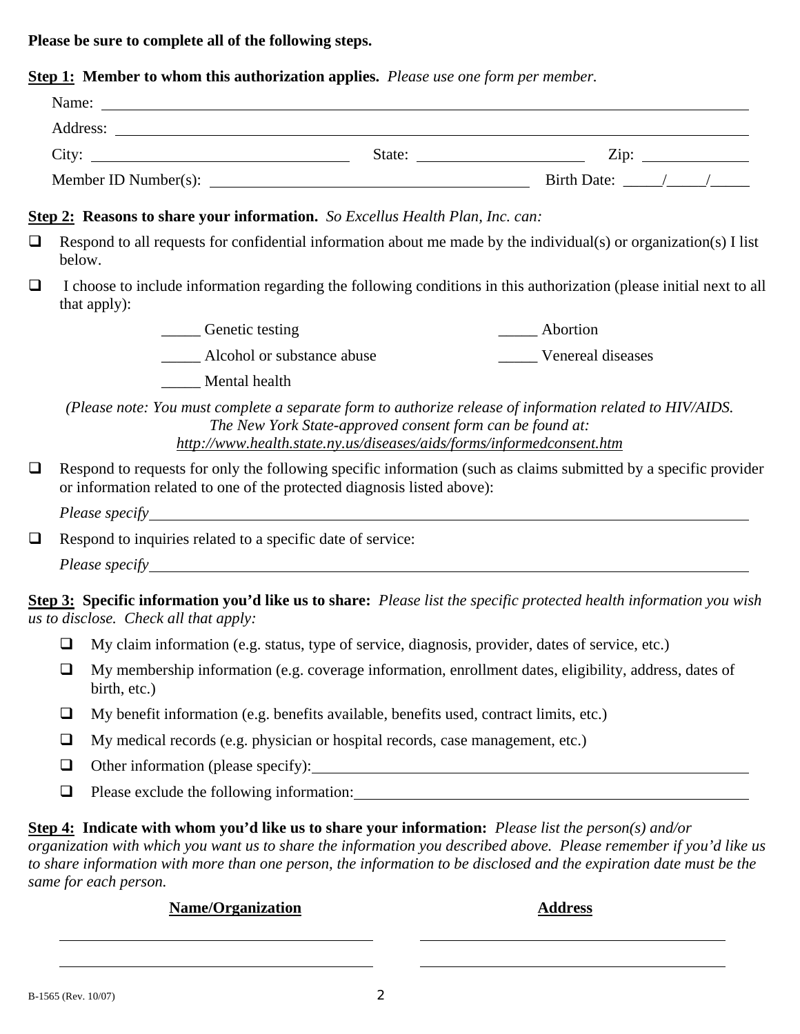**Please be sure to complete all of the following steps.**

**Step 1: Member to whom this authorization applies.** *Please use one form per member.*

Name: ____________________________________________

Address: ____________________________________________

City: ____________________ State: ____________________ Zip: ____________

Member ID Number(s): ____________________________ Birth Date: _____/_____/_____

**Step 2: Reasons to share your information.** *So Excellus Health Plan, Inc. can:*

- ❑ Respond to all requests for confidential information about me made by the individual(s) or organization(s) I list below.
- ❑ I choose to include information regarding the following conditions in this authorization (please initial next to all that apply):

  _____ Genetic testing

  _____ Abortion

  _____ Alcohol or substance abuse

  _____ Venereal diseases

  _____ Mental health

  *(Please note: You must complete a separate form to authorize release of information related to HIV/AIDS. The New York State-approved consent form can be found at: http://www.health.state.ny.us/diseases/aids/forms/informedconsent.htm*

- ❑ Respond to requests for only the following specific information (such as claims submitted by a specific provider or information related to one of the protected diagnosis listed above):

  *Please specify* ____________________________________________

- ❑ Respond to inquiries related to a specific date of service:

  *Please specify* ____________________________________________

**Step 3: Specific information you'd like us to share:** *Please list the specific protected health information you wish us to disclose. Check all that apply:*

- ❑ My claim information (e.g. status, type of service, diagnosis, provider, dates of service, etc.)
- ❑ My membership information (e.g. coverage information, enrollment dates, eligibility, address, dates of birth, etc.)
- ❑ My benefit information (e.g. benefits available, benefits used, contract limits, etc.)
- ❑ My medical records (e.g. physician or hospital records, case management, etc.)
- ❑ Other information (please specify): ____________________________________________
- ❑ Please exclude the following information: ____________________________________________

**Step 4: Indicate with whom you'd like us to share your information:** *Please list the person(s) and/or organization with which you want us to share the information you described above. Please remember if you'd like us to share information with more than one person, the information to be disclosed and the expiration date must be the same for each person.*

| Name/Organization | Address |
| --- | --- |
| | |
| | |

B-1565 (Rev. 10/07)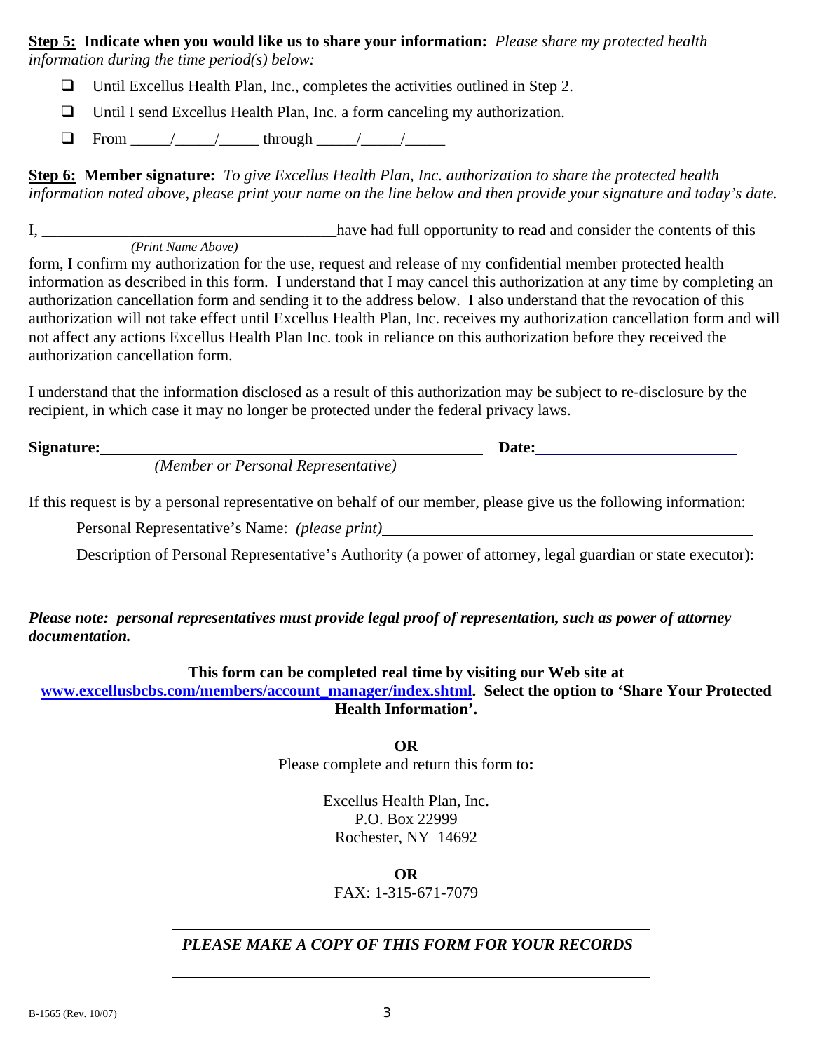**Step 5: Indicate when you would like us to share your information:** *Please share my protected health information during the time period(s) below:*

- ☐ Until Excellus Health Plan, Inc., completes the activities outlined in Step 2.
- ☐ Until I send Excellus Health Plan, Inc. a form canceling my authorization.
- ☐ From _____/_____/_____ through _____/_____/_____

**Step 6: Member signature:** *To give Excellus Health Plan, Inc. authorization to share the protected health information noted above, please print your name on the line below and then provide your signature and today's date.*

I, _____________________________________ have had full opportunity to read and consider the contents of this
*(Print Name Above)*
form, I confirm my authorization for the use, request and release of my confidential member protected health information as described in this form. I understand that I may cancel this authorization at any time by completing an authorization cancellation form and sending it to the address below. I also understand that the revocation of this authorization will not take effect until Excellus Health Plan, Inc. receives my authorization cancellation form and will not affect any actions Excellus Health Plan Inc. took in reliance on this authorization before they received the authorization cancellation form.

I understand that the information disclosed as a result of this authorization may be subject to re-disclosure by the recipient, in which case it may no longer be protected under the federal privacy laws.

**Signature:** _____________________________________________ **Date:** ________________________
*(Member or Personal Representative)*

If this request is by a personal representative on behalf of our member, please give us the following information:

Personal Representative's Name: *(please print)* ____________________________________________

Description of Personal Representative's Authority (a power of attorney, legal guardian or state executor):

_____________________________________________________________________________

***Please note: personal representatives must provide legal proof of representation, such as power of attorney documentation.***

**This form can be completed real time by visiting our Web site at www.excellusbcbs.com/members/account_manager/index.shtml. Select the option to 'Share Your Protected Health Information'.**

**OR**

Please complete and return this form to**:**

Excellus Health Plan, Inc.
P.O. Box 22999
Rochester, NY 14692

**OR**

FAX: 1-315-671-7079

***PLEASE MAKE A COPY OF THIS FORM FOR YOUR RECORDS***

B-1565 (Rev. 10/07)